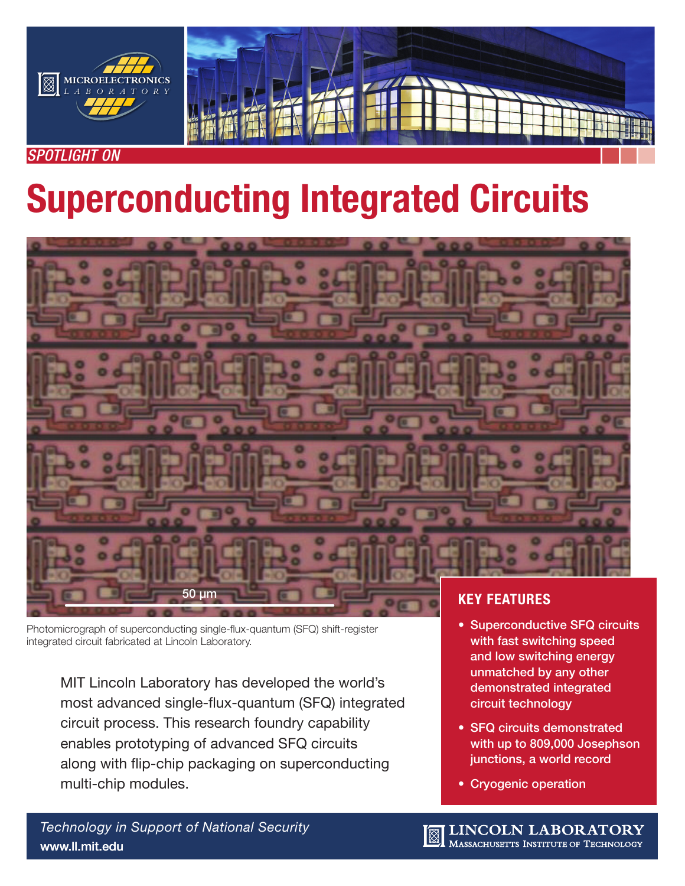MICROELECTRONICS LABORATORY

*SPOTLIGHT ON*

# Superconducting Integrated Circuits

Photomicrograph of superconducting single-flux-quantum (SFQ) shift-register integrated circuit fabricated at Lincoln Laboratory.

MIT Lincoln Laboratory has developed the world's most advanced single-flux-quantum (SFQ) integrated circuit process. This research foundry capability enables prototyping of advanced SFQ circuits along with flip-chip packaging on superconducting multi-chip modules.

## KEY FEATURES

- Superconductive SFQ circuits with fast switching speed and low switching energy unmatched by any other demonstrated integrated circuit technology
- SFQ circuits demonstrated with up to 809,000 Josephson junctions, a world record
- Cryogenic operation

*Technology in Support of National Security*

**www.ll.mit.edu**

LINCOLN LABORATORY
MASSACHUSETTS INSTITUTE OF TECHNOLOGY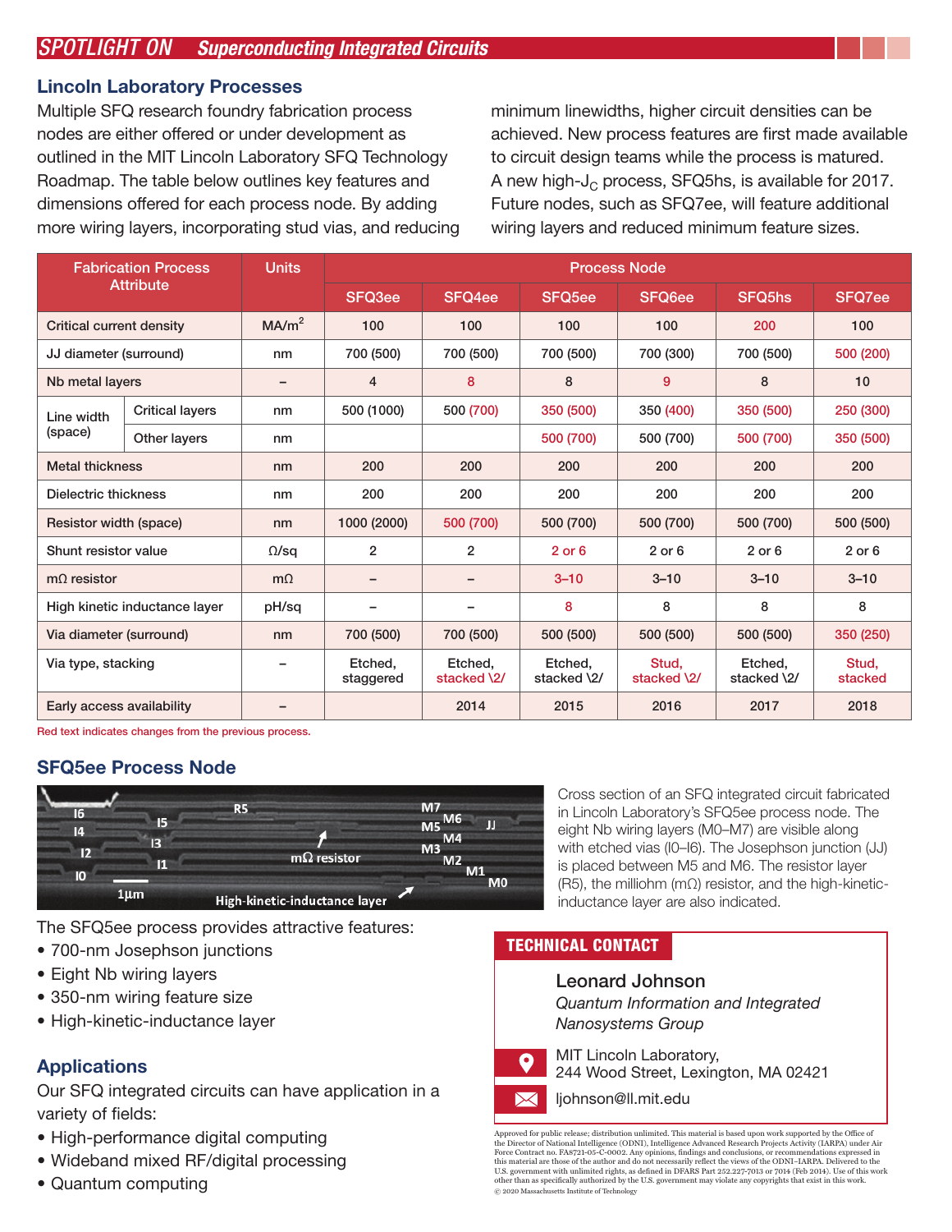## SPOTLIGHT ON Superconducting Integrated Circuits

### Lincoln Laboratory Processes

Multiple SFQ research foundry fabrication process nodes are either offered or under development as outlined in the MIT Lincoln Laboratory SFQ Technology Roadmap. The table below outlines key features and dimensions offered for each process node. By adding more wiring layers, incorporating stud vias, and reducing minimum linewidths, higher circuit densities can be achieved. New process features are first made available to circuit design teams while the process is matured. A new high-$J_C$ process, SFQ5hs, is available for 2017. Future nodes, such as SFQ7ee, will feature additional wiring layers and reduced minimum feature sizes.

| Fabrication Process Attribute | | Units | Process Node | | | | | |
|---|---|---|---|---|---|---|---|---|
| | | | SFQ3ee | SFQ4ee | SFQ5ee | SFQ6ee | SFQ5hs | SFQ7ee |
| Critical current density | | MA/m$^2$ | 100 | 100 | 100 | 100 | 200 | 100 |
| JJ diameter (surround) | | nm | 700 (500) | 700 (500) | 700 (500) | 700 (300) | 700 (500) | 500 (200) |
| Nb metal layers | | – | 4 | 8 | 8 | 9 | 8 | 10 |
| Line width (space) | Critical layers | nm | 500 (1000) | 500 (700) | 350 (500) | 350 (400) | 350 (500) | 250 (300) |
| | Other layers | nm | | | 500 (700) | 500 (700) | 500 (700) | 350 (500) |
| Metal thickness | | nm | 200 | 200 | 200 | 200 | 200 | 200 |
| Dielectric thickness | | nm | 200 | 200 | 200 | 200 | 200 | 200 |
| Resistor width (space) | | nm | 1000 (2000) | 500 (700) | 500 (700) | 500 (700) | 500 (700) | 500 (500) |
| Shunt resistor value | | Ω/sq | 2 | 2 | 2 or 6 | 2 or 6 | 2 or 6 | 2 or 6 |
| mΩ resistor | | mΩ | – | – | 3–10 | 3–10 | 3–10 | 3–10 |
| High kinetic inductance layer | | pH/sq | – | – | 8 | 8 | 8 | 8 |
| Via diameter (surround) | | nm | 700 (500) | 700 (500) | 500 (500) | 500 (500) | 500 (500) | 350 (250) |
| Via type, stacking | | – | Etched, staggered | Etched, stacked \2/ | Etched, stacked \2/ | Stud, stacked \2/ | Etched, stacked \2/ | Stud, stacked |
| Early access availability | | – | | 2014 | 2015 | 2016 | 2017 | 2018 |

Red text indicates changes from the previous process.

### SFQ5ee Process Node

I6
I4
I5
I3
I2
I1
I0
1µm
R5
mΩ resistor
High-kinetic-inductance layer
M7
M6
M5
M4
M3
M2
M1
M0
JJ

Cross section of an SFQ integrated circuit fabricated in Lincoln Laboratory's SFQ5ee process node. The eight Nb wiring layers (M0–M7) are visible along with etched vias (I0–I6). The Josephson junction (JJ) is placed between M5 and M6. The resistor layer (R5), the milliohm (mΩ) resistor, and the high-kinetic-inductance layer are also indicated.

The SFQ5ee process provides attractive features:

- 700-nm Josephson junctions
- Eight Nb wiring layers
- 350-nm wiring feature size
- High-kinetic-inductance layer

### Applications

Our SFQ integrated circuits can have application in a variety of fields:

- High-performance digital computing
- Wideband mixed RF/digital processing
- Quantum computing

### TECHNICAL CONTACT

**Leonard Johnson**
*Quantum Information and Integrated Nanosystems Group*

MIT Lincoln Laboratory,
244 Wood Street, Lexington, MA 02421

ljohnson@ll.mit.edu

Approved for public release; distribution unlimited. This material is based upon work supported by the Office of the Director of National Intelligence (ODNI), Intelligence Advanced Research Projects Activity (IARPA) under Air Force Contract no. FA8721-05-C-0002. Any opinions, findings and conclusions, or recommendations expressed in this material are those of the author and do not necessarily reflect the views of the ODNI–IARPA. Delivered to the U.S. government with unlimited rights, as defined in DFARS Part 252.227-7013 or 7014 (Feb 2014). Use of this work other than as specifically authorized by the U.S. government may violate any copyrights that exist in this work.
© 2020 Massachusetts Institute of Technology